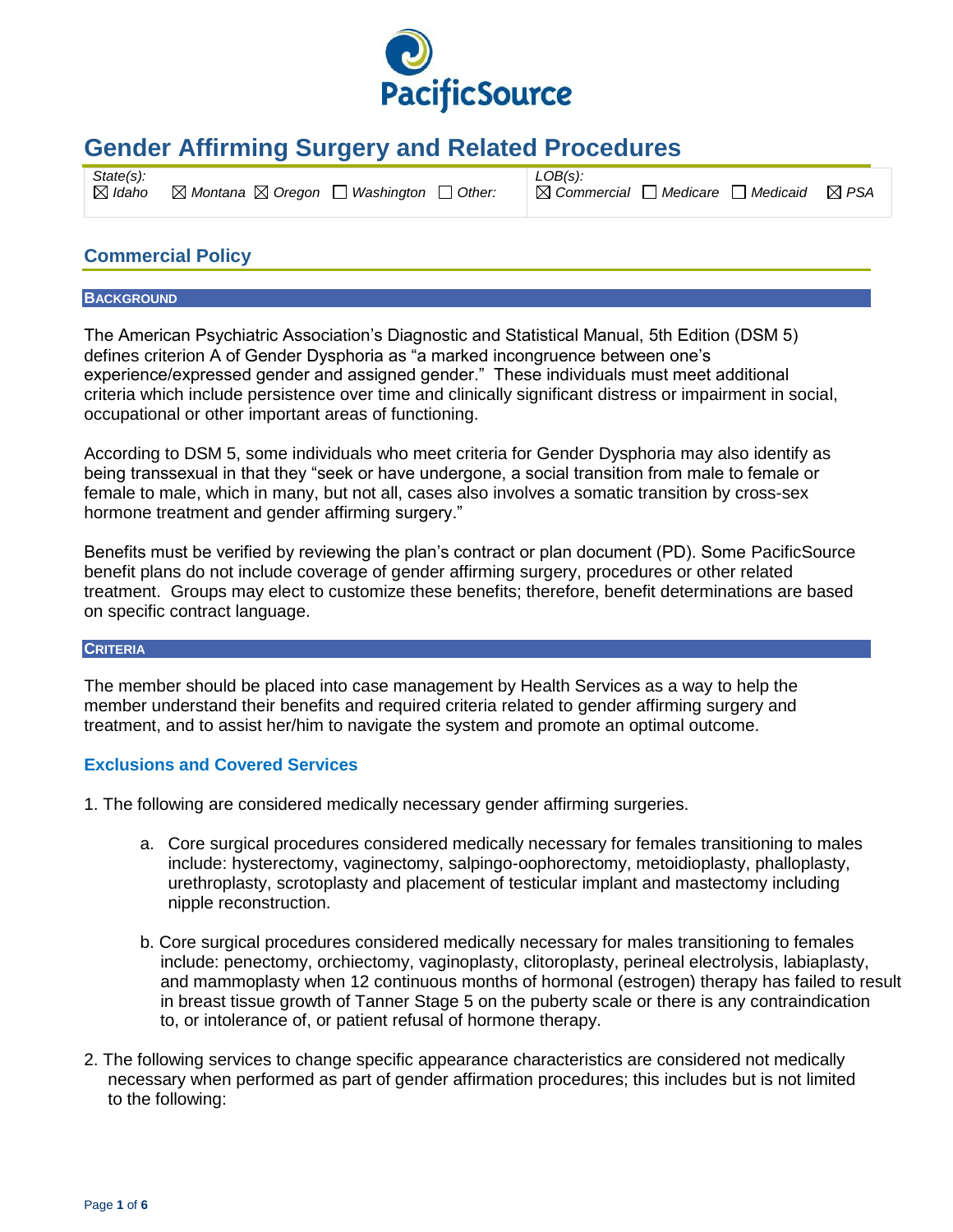# Gender Affirming Surgery and Related Procedures

| State(s): | LOB(s): |
|---|---|
| ☒ Idaho ☒ Montana ☒ Oregon ☐ Washington ☐ Other: | ☒ Commercial ☐ Medicare ☐ Medicaid ☒ PSA |

## Commercial Policy

### Background

The American Psychiatric Association's Diagnostic and Statistical Manual, 5th Edition (DSM 5) defines criterion A of Gender Dysphoria as "a marked incongruence between one's experience/expressed gender and assigned gender." These individuals must meet additional criteria which include persistence over time and clinically significant distress or impairment in social, occupational or other important areas of functioning.

According to DSM 5, some individuals who meet criteria for Gender Dysphoria may also identify as being transsexual in that they "seek or have undergone, a social transition from male to female or female to male, which in many, but not all, cases also involves a somatic transition by cross-sex hormone treatment and gender affirming surgery."

Benefits must be verified by reviewing the plan's contract or plan document (PD). Some PacificSource benefit plans do not include coverage of gender affirming surgery, procedures or other related treatment. Groups may elect to customize these benefits; therefore, benefit determinations are based on specific contract language.

### Criteria

The member should be placed into case management by Health Services as a way to help the member understand their benefits and required criteria related to gender affirming surgery and treatment, and to assist her/him to navigate the system and promote an optimal outcome.

#### Exclusions and Covered Services

1. The following are considered medically necessary gender affirming surgeries.

   a. Core surgical procedures considered medically necessary for females transitioning to males include: hysterectomy, vaginectomy, salpingo-oophorectomy, metoidioplasty, phalloplasty, urethroplasty, scrotoplasty and placement of testicular implant and mastectomy including nipple reconstruction.

   b. Core surgical procedures considered medically necessary for males transitioning to females include: penectomy, orchiectomy, vaginoplasty, clitoroplasty, perineal electrolysis, labiaplasty, and mammoplasty when 12 continuous months of hormonal (estrogen) therapy has failed to result in breast tissue growth of Tanner Stage 5 on the puberty scale or there is any contraindication to, or intolerance of, or patient refusal of hormone therapy.

2. The following services to change specific appearance characteristics are considered not medically necessary when performed as part of gender affirmation procedures; this includes but is not limited to the following: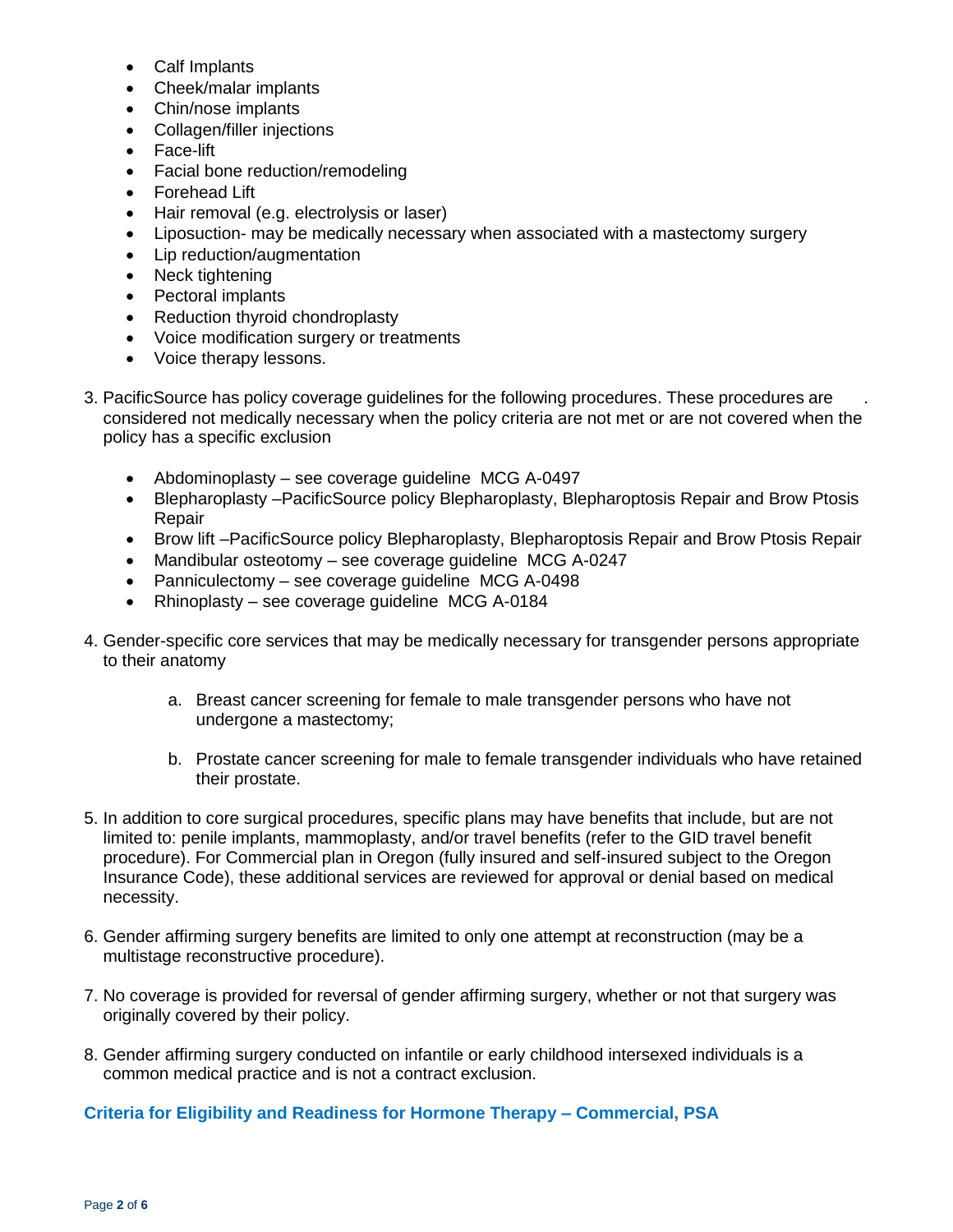- Calf Implants
- Cheek/malar implants
- Chin/nose implants
- Collagen/filler injections
- Face-lift
- Facial bone reduction/remodeling
- Forehead Lift
- Hair removal (e.g. electrolysis or laser)
- Liposuction- may be medically necessary when associated with a mastectomy surgery
- Lip reduction/augmentation
- Neck tightening
- Pectoral implants
- Reduction thyroid chondroplasty
- Voice modification surgery or treatments
- Voice therapy lessons.

3. PacificSource has policy coverage guidelines for the following procedures. These procedures are . considered not medically necessary when the policy criteria are not met or are not covered when the policy has a specific exclusion

   - Abdominoplasty – see coverage guideline MCG A-0497
   - Blepharoplasty –PacificSource policy Blepharoplasty, Blepharoptosis Repair and Brow Ptosis Repair
   - Brow lift –PacificSource policy Blepharoplasty, Blepharoptosis Repair and Brow Ptosis Repair
   - Mandibular osteotomy – see coverage guideline MCG A-0247
   - Panniculectomy – see coverage guideline MCG A-0498
   - Rhinoplasty – see coverage guideline MCG A-0184

4. Gender-specific core services that may be medically necessary for transgender persons appropriate to their anatomy

   a. Breast cancer screening for female to male transgender persons who have not undergone a mastectomy;

   b. Prostate cancer screening for male to female transgender individuals who have retained their prostate.

5. In addition to core surgical procedures, specific plans may have benefits that include, but are not limited to: penile implants, mammoplasty, and/or travel benefits (refer to the GID travel benefit procedure). For Commercial plan in Oregon (fully insured and self-insured subject to the Oregon Insurance Code), these additional services are reviewed for approval or denial based on medical necessity.

6. Gender affirming surgery benefits are limited to only one attempt at reconstruction (may be a multistage reconstructive procedure).

7. No coverage is provided for reversal of gender affirming surgery, whether or not that surgery was originally covered by their policy.

8. Gender affirming surgery conducted on infantile or early childhood intersexed individuals is a common medical practice and is not a contract exclusion.

## Criteria for Eligibility and Readiness for Hormone Therapy – Commercial, PSA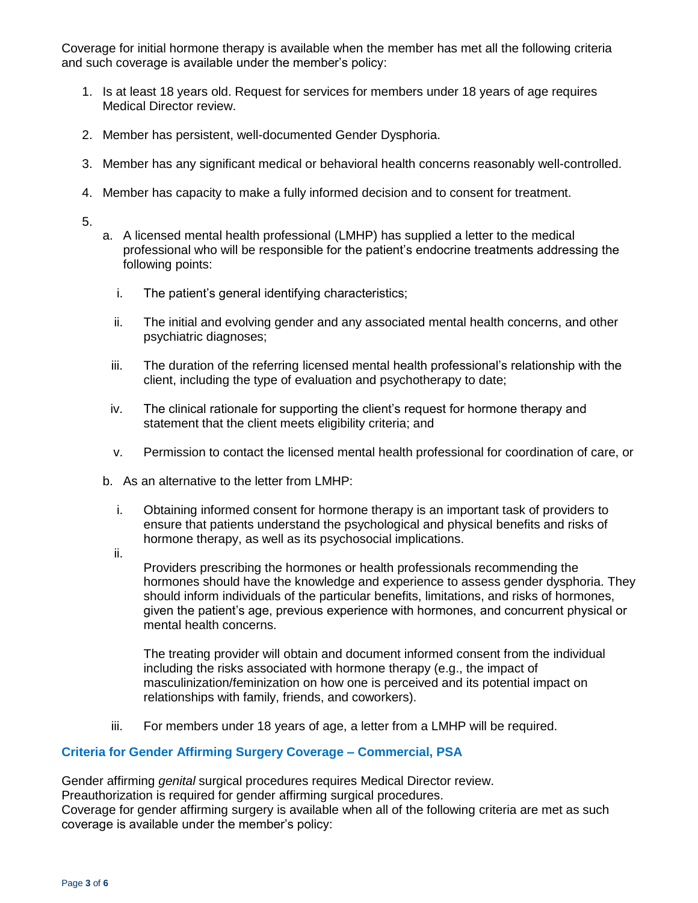Coverage for initial hormone therapy is available when the member has met all the following criteria and such coverage is available under the member's policy:

1. Is at least 18 years old. Request for services for members under 18 years of age requires Medical Director review.

2. Member has persistent, well-documented Gender Dysphoria.

3. Member has any significant medical or behavioral health concerns reasonably well-controlled.

4. Member has capacity to make a fully informed decision and to consent for treatment.

5.
   a. A licensed mental health professional (LMHP) has supplied a letter to the medical professional who will be responsible for the patient's endocrine treatments addressing the following points:

      i. The patient's general identifying characteristics;

      ii. The initial and evolving gender and any associated mental health concerns, and other psychiatric diagnoses;

      iii. The duration of the referring licensed mental health professional's relationship with the client, including the type of evaluation and psychotherapy to date;

      iv. The clinical rationale for supporting the client's request for hormone therapy and statement that the client meets eligibility criteria; and

      v. Permission to contact the licensed mental health professional for coordination of care, or

   b. As an alternative to the letter from LMHP:

      i. Obtaining informed consent for hormone therapy is an important task of providers to ensure that patients understand the psychological and physical benefits and risks of hormone therapy, as well as its psychosocial implications.

      ii. Providers prescribing the hormones or health professionals recommending the hormones should have the knowledge and experience to assess gender dysphoria. They should inform individuals of the particular benefits, limitations, and risks of hormones, given the patient's age, previous experience with hormones, and concurrent physical or mental health concerns.

         The treating provider will obtain and document informed consent from the individual including the risks associated with hormone therapy (e.g., the impact of masculinization/feminization on how one is perceived and its potential impact on relationships with family, friends, and coworkers).

      iii. For members under 18 years of age, a letter from a LMHP will be required.

### Criteria for Gender Affirming Surgery Coverage – Commercial, PSA

Gender affirming *genital* surgical procedures requires Medical Director review.
Preauthorization is required for gender affirming surgical procedures.
Coverage for gender affirming surgery is available when all of the following criteria are met as such coverage is available under the member's policy: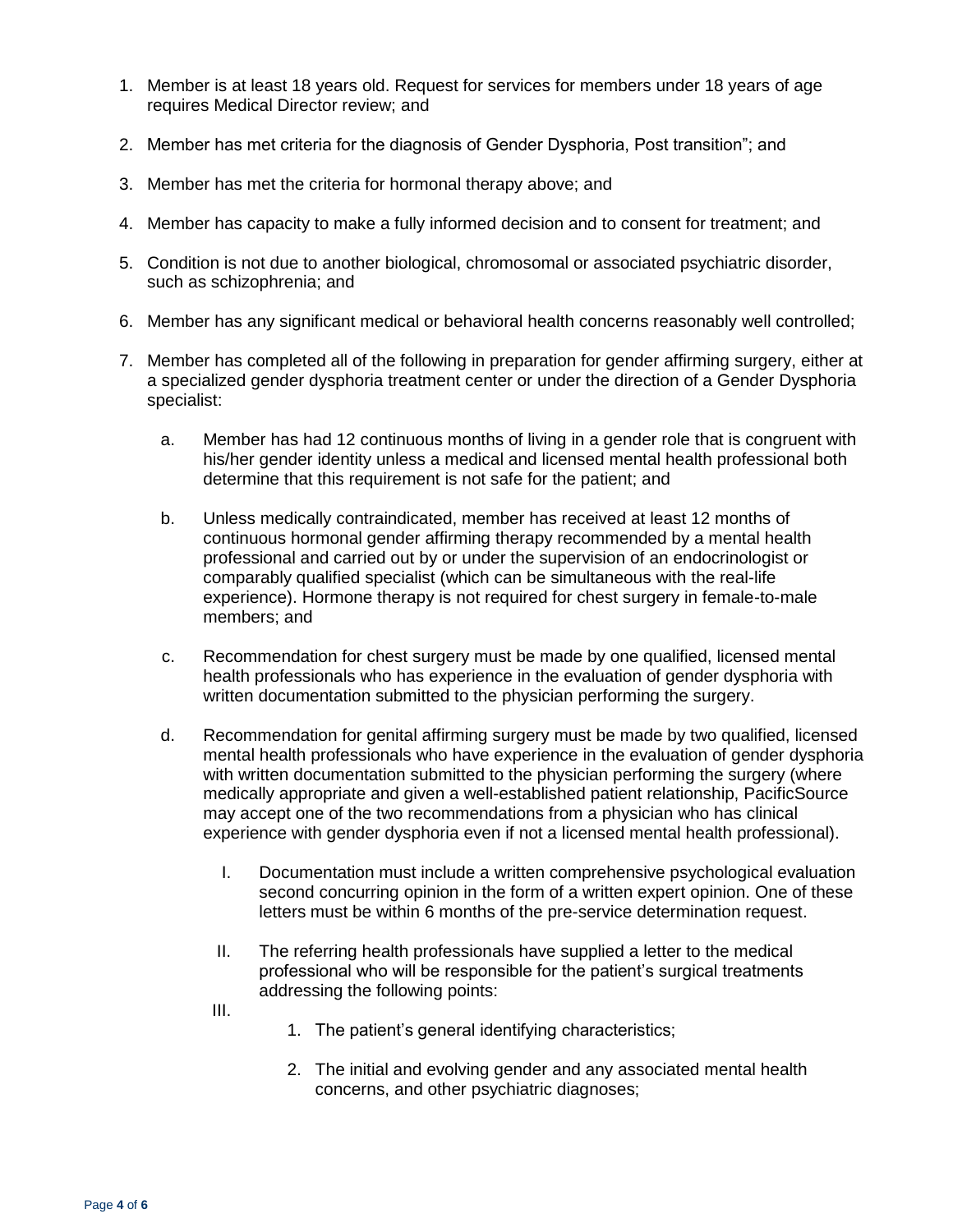1. Member is at least 18 years old. Request for services for members under 18 years of age requires Medical Director review; and

2. Member has met criteria for the diagnosis of Gender Dysphoria, Post transition"; and

3. Member has met the criteria for hormonal therapy above; and

4. Member has capacity to make a fully informed decision and to consent for treatment; and

5. Condition is not due to another biological, chromosomal or associated psychiatric disorder, such as schizophrenia; and

6. Member has any significant medical or behavioral health concerns reasonably well controlled;

7. Member has completed all of the following in preparation for gender affirming surgery, either at a specialized gender dysphoria treatment center or under the direction of a Gender Dysphoria specialist:

   a. Member has had 12 continuous months of living in a gender role that is congruent with his/her gender identity unless a medical and licensed mental health professional both determine that this requirement is not safe for the patient; and

   b. Unless medically contraindicated, member has received at least 12 months of continuous hormonal gender affirming therapy recommended by a mental health professional and carried out by or under the supervision of an endocrinologist or comparably qualified specialist (which can be simultaneous with the real-life experience). Hormone therapy is not required for chest surgery in female-to-male members; and

   c. Recommendation for chest surgery must be made by one qualified, licensed mental health professionals who has experience in the evaluation of gender dysphoria with written documentation submitted to the physician performing the surgery.

   d. Recommendation for genital affirming surgery must be made by two qualified, licensed mental health professionals who have experience in the evaluation of gender dysphoria with written documentation submitted to the physician performing the surgery (where medically appropriate and given a well-established patient relationship, PacificSource may accept one of the two recommendations from a physician who has clinical experience with gender dysphoria even if not a licensed mental health professional).

      I. Documentation must include a written comprehensive psychological evaluation second concurring opinion in the form of a written expert opinion. One of these letters must be within 6 months of the pre-service determination request.

      II. The referring health professionals have supplied a letter to the medical professional who will be responsible for the patient's surgical treatments addressing the following points:

      III.

         1. The patient's general identifying characteristics;

         2. The initial and evolving gender and any associated mental health concerns, and other psychiatric diagnoses;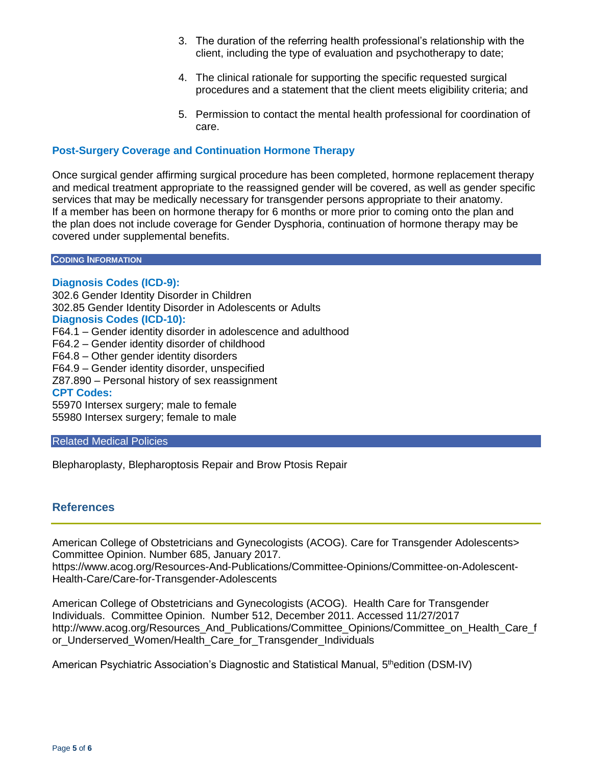3. The duration of the referring health professional's relationship with the client, including the type of evaluation and psychotherapy to date;

4. The clinical rationale for supporting the specific requested surgical procedures and a statement that the client meets eligibility criteria; and

5. Permission to contact the mental health professional for coordination of care.

### Post-Surgery Coverage and Continuation Hormone Therapy

Once surgical gender affirming surgical procedure has been completed, hormone replacement therapy and medical treatment appropriate to the reassigned gender will be covered, as well as gender specific services that may be medically necessary for transgender persons appropriate to their anatomy. If a member has been on hormone therapy for 6 months or more prior to coming onto the plan and the plan does not include coverage for Gender Dysphoria, continuation of hormone therapy may be covered under supplemental benefits.

## Coding Information

### Diagnosis Codes (ICD-9):

302.6 Gender Identity Disorder in Children
302.85 Gender Identity Disorder in Adolescents or Adults

### Diagnosis Codes (ICD-10):

F64.1 – Gender identity disorder in adolescence and adulthood
F64.2 – Gender identity disorder of childhood
F64.8 – Other gender identity disorders
F64.9 – Gender identity disorder, unspecified
Z87.890 – Personal history of sex reassignment

### CPT Codes:

55970 Intersex surgery; male to female
55980 Intersex surgery; female to male

## Related Medical Policies

Blepharoplasty, Blepharoptosis Repair and Brow Ptosis Repair

## References

American College of Obstetricians and Gynecologists (ACOG). Care for Transgender Adolescents> Committee Opinion. Number 685, January 2017. https://www.acog.org/Resources-And-Publications/Committee-Opinions/Committee-on-Adolescent-Health-Care/Care-for-Transgender-Adolescents

American College of Obstetricians and Gynecologists (ACOG). Health Care for Transgender Individuals. Committee Opinion. Number 512, December 2011. Accessed 11/27/2017 http://www.acog.org/Resources_And_Publications/Committee_Opinions/Committee_on_Health_Care_for_Underserved_Women/Health_Care_for_Transgender_Individuals

American Psychiatric Association's Diagnostic and Statistical Manual, 5th edition (DSM-IV)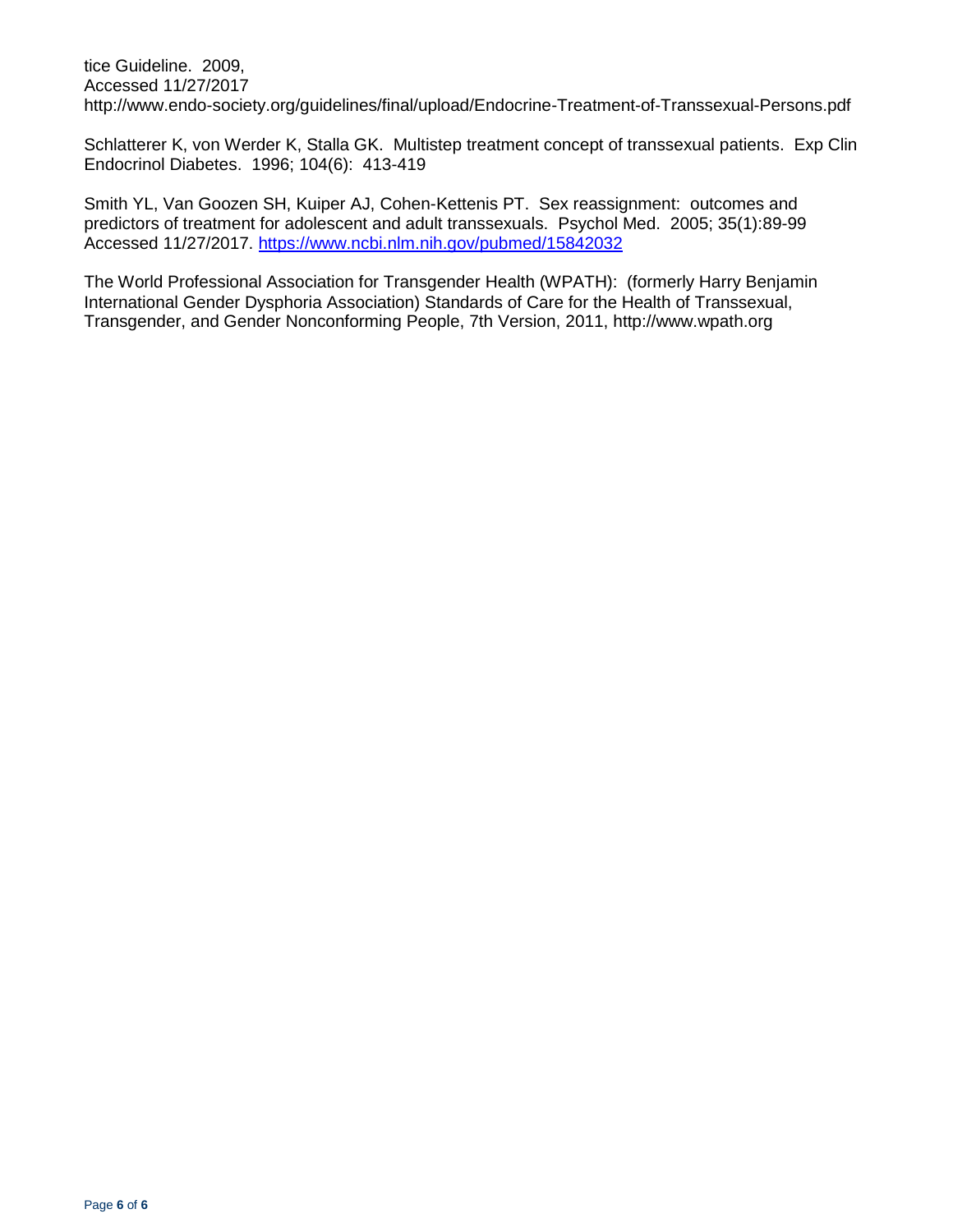tice Guideline. 2009,
Accessed 11/27/2017
http://www.endo-society.org/guidelines/final/upload/Endocrine-Treatment-of-Transsexual-Persons.pdf

Schlatterer K, von Werder K, Stalla GK. Multistep treatment concept of transsexual patients. Exp Clin Endocrinol Diabetes. 1996; 104(6): 413-419

Smith YL, Van Goozen SH, Kuiper AJ, Cohen-Kettenis PT. Sex reassignment: outcomes and predictors of treatment for adolescent and adult transsexuals. Psychol Med. 2005; 35(1):89-99 Accessed 11/27/2017. https://www.ncbi.nlm.nih.gov/pubmed/15842032

The World Professional Association for Transgender Health (WPATH): (formerly Harry Benjamin International Gender Dysphoria Association) Standards of Care for the Health of Transsexual, Transgender, and Gender Nonconforming People, 7th Version, 2011, http://www.wpath.org